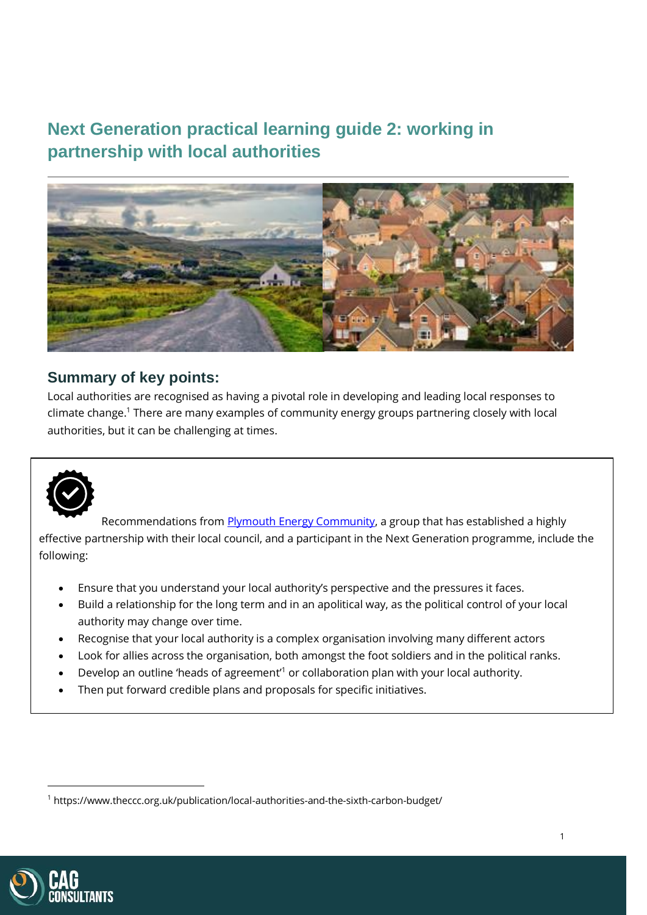# Next Generation practical learning guide 2: working in partnership with local authorities

## Summary of key points:

Local authorities are recognised as having a pivotal role in developing and leading local responses to climate change.[1] There are many examples of community energy groups partnering closely with local authorities, but it can be challenging at times.

Recommendations from [Plymouth Energy Community](), a group that has established a highly effective partnership with their local council, and a participant in the Next Generation programme, include the following:

- Ensure that you understand your local authority's perspective and the pressures it faces.
- Build a relationship for the long term and in an apolitical way, as the political control of your local authority may change over time.
- Recognise that your local authority is a complex organisation involving many different actors
- Look for allies across the organisation, both amongst the foot soldiers and in the political ranks.
- Develop an outline 'heads of agreement'[1] or collaboration plan with your local authority.
- Then put forward credible plans and proposals for specific initiatives.

---

[1] https://www.theccc.org.uk/publication/local-authorities-and-the-sixth-carbon-budget/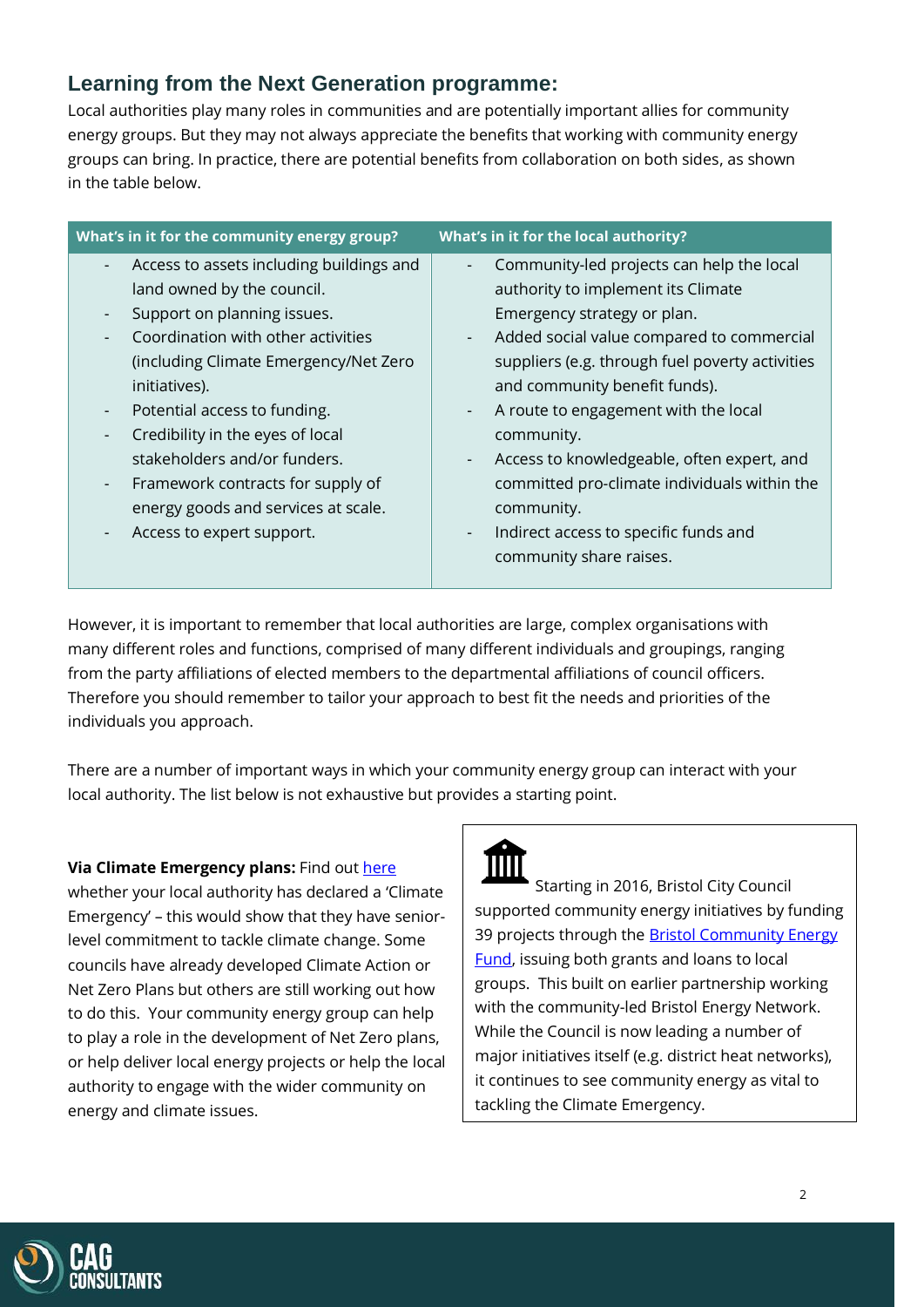## Learning from the Next Generation programme:

Local authorities play many roles in communities and are potentially important allies for community energy groups. But they may not always appreciate the benefits that working with community energy groups can bring. In practice, there are potential benefits from collaboration on both sides, as shown in the table below.

| What's in it for the community energy group? | What's in it for the local authority? |
| --- | --- |
| - Access to assets including buildings and land owned by the council.<br>- Support on planning issues.<br>- Coordination with other activities (including Climate Emergency/Net Zero initiatives).<br>- Potential access to funding.<br>- Credibility in the eyes of local stakeholders and/or funders.<br>- Framework contracts for supply of energy goods and services at scale.<br>- Access to expert support. | - Community-led projects can help the local authority to implement its Climate Emergency strategy or plan.<br>- Added social value compared to commercial suppliers (e.g. through fuel poverty activities and community benefit funds).<br>- A route to engagement with the local community.<br>- Access to knowledgeable, often expert, and committed pro-climate individuals within the community.<br>- Indirect access to specific funds and community share raises. |

However, it is important to remember that local authorities are large, complex organisations with many different roles and functions, comprised of many different individuals and groupings, ranging from the party affiliations of elected members to the departmental affiliations of council officers. Therefore you should remember to tailor your approach to best fit the needs and priorities of the individuals you approach.

There are a number of important ways in which your community energy group can interact with your local authority. The list below is not exhaustive but provides a starting point.

**Via Climate Emergency plans:** Find out here whether your local authority has declared a 'Climate Emergency' – this would show that they have senior-level commitment to tackle climate change. Some councils have already developed Climate Action or Net Zero Plans but others are still working out how to do this. Your community energy group can help to play a role in the development of Net Zero plans, or help deliver local energy projects or help the local authority to engage with the wider community on energy and climate issues.

Starting in 2016, Bristol City Council supported community energy initiatives by funding 39 projects through the Bristol Community Energy Fund, issuing both grants and loans to local groups. This built on earlier partnership working with the community-led Bristol Energy Network. While the Council is now leading a number of major initiatives itself (e.g. district heat networks), it continues to see community energy as vital to tackling the Climate Emergency.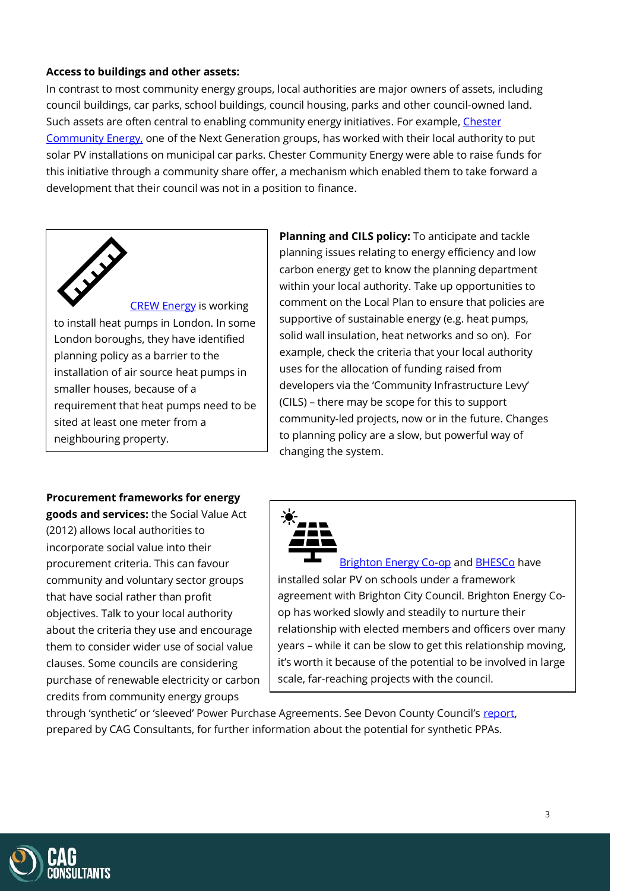**Access to buildings and other assets:**

In contrast to most community energy groups, local authorities are major owners of assets, including council buildings, car parks, school buildings, council housing, parks and other council-owned land. Such assets are often central to enabling community energy initiatives. For example, Chester Community Energy, one of the Next Generation groups, has worked with their local authority to put solar PV installations on municipal car parks. Chester Community Energy were able to raise funds for this initiative through a community share offer, a mechanism which enabled them to take forward a development that their council was not in a position to finance.

> CREW Energy is working to install heat pumps in London. In some London boroughs, they have identified planning policy as a barrier to the installation of air source heat pumps in smaller houses, because of a requirement that heat pumps need to be sited at least one meter from a neighbouring property.

**Planning and CILS policy:** To anticipate and tackle planning issues relating to energy efficiency and low carbon energy get to know the planning department within your local authority. Take up opportunities to comment on the Local Plan to ensure that policies are supportive of sustainable energy (e.g. heat pumps, solid wall insulation, heat networks and so on). For example, check the criteria that your local authority uses for the allocation of funding raised from developers via the 'Community Infrastructure Levy' (CILS) – there may be scope for this to support community-led projects, now or in the future. Changes to planning policy are a slow, but powerful way of changing the system.

**Procurement frameworks for energy goods and services:** the Social Value Act (2012) allows local authorities to incorporate social value into their procurement criteria. This can favour community and voluntary sector groups that have social rather than profit objectives. Talk to your local authority about the criteria they use and encourage them to consider wider use of social value clauses. Some councils are considering purchase of renewable electricity or carbon credits from community energy groups through 'synthetic' or 'sleeved' Power Purchase Agreements. See Devon County Council's report, prepared by CAG Consultants, for further information about the potential for synthetic PPAs.

> Brighton Energy Co-op and BHESCo have installed solar PV on schools under a framework agreement with Brighton City Council. Brighton Energy Co-op has worked slowly and steadily to nurture their relationship with elected members and officers over many years – while it can be slow to get this relationship moving, it's worth it because of the potential to be involved in large scale, far-reaching projects with the council.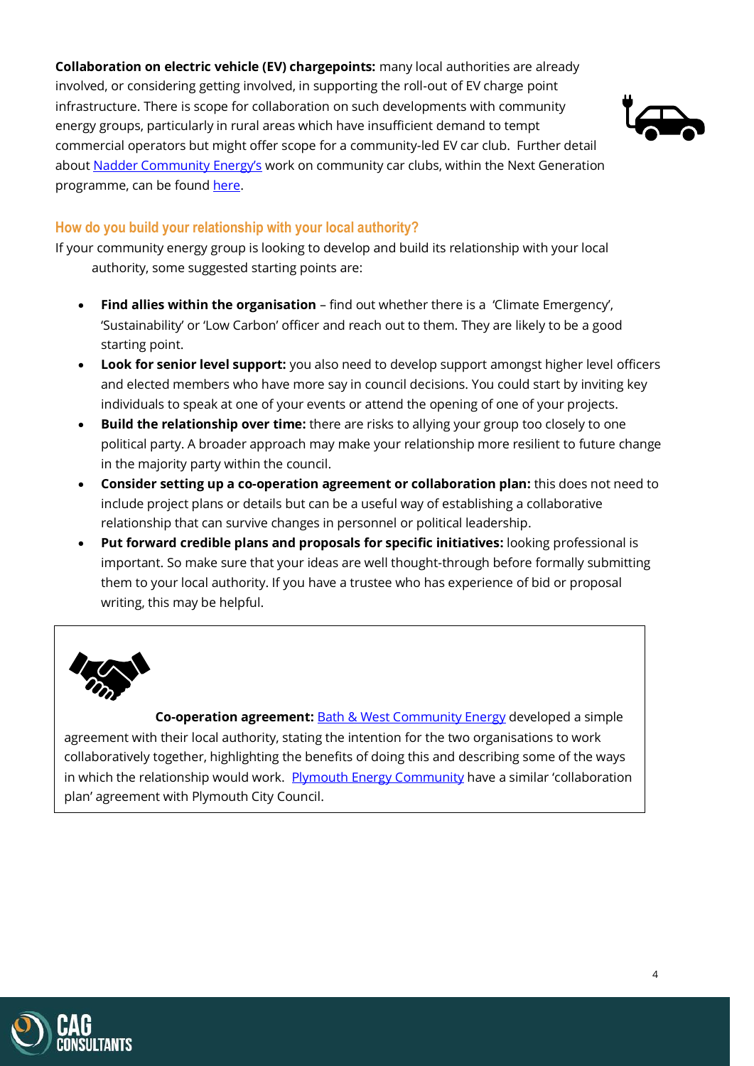**Collaboration on electric vehicle (EV) chargepoints:** many local authorities are already involved, or considering getting involved, in supporting the roll-out of EV charge point infrastructure. There is scope for collaboration on such developments with community energy groups, particularly in rural areas which have insufficient demand to tempt commercial operators but might offer scope for a community-led EV car club. Further detail about Nadder Community Energy's work on community car clubs, within the Next Generation programme, can be found here.

### How do you build your relationship with your local authority?

If your community energy group is looking to develop and build its relationship with your local authority, some suggested starting points are:

- **Find allies within the organisation** – find out whether there is a 'Climate Emergency', 'Sustainability' or 'Low Carbon' officer and reach out to them. They are likely to be a good starting point.
- **Look for senior level support:** you also need to develop support amongst higher level officers and elected members who have more say in council decisions. You could start by inviting key individuals to speak at one of your events or attend the opening of one of your projects.
- **Build the relationship over time:** there are risks to allying your group too closely to one political party. A broader approach may make your relationship more resilient to future change in the majority party within the council.
- **Consider setting up a co-operation agreement or collaboration plan:** this does not need to include project plans or details but can be a useful way of establishing a collaborative relationship that can survive changes in personnel or political leadership.
- **Put forward credible plans and proposals for specific initiatives:** looking professional is important. So make sure that your ideas are well thought-through before formally submitting them to your local authority. If you have a trustee who has experience of bid or proposal writing, this may be helpful.

**Co-operation agreement:** Bath & West Community Energy developed a simple agreement with their local authority, stating the intention for the two organisations to work collaboratively together, highlighting the benefits of doing this and describing some of the ways in which the relationship would work. Plymouth Energy Community have a similar 'collaboration plan' agreement with Plymouth City Council.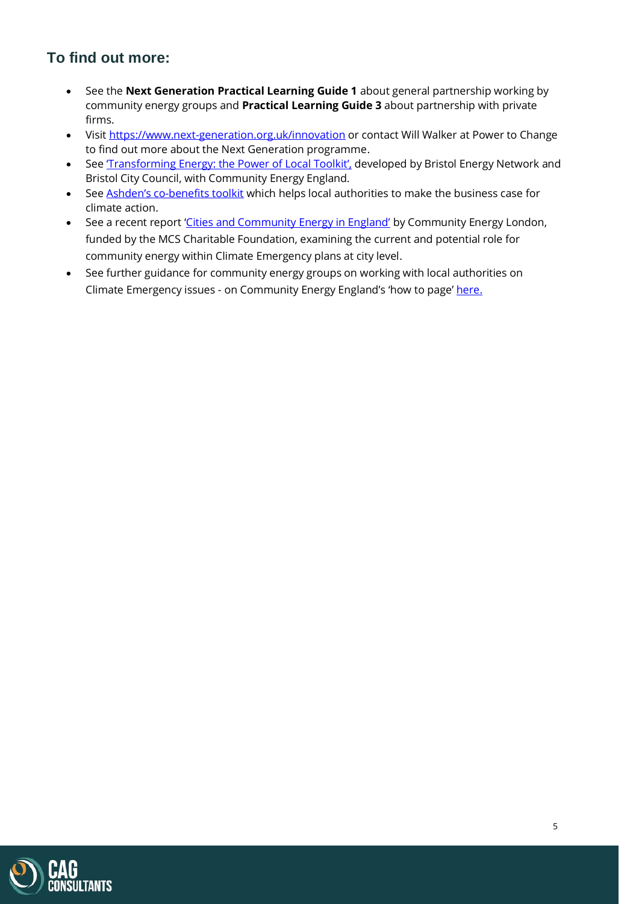## To find out more:

- See the **Next Generation Practical Learning Guide 1** about general partnership working by community energy groups and **Practical Learning Guide 3** about partnership with private firms.
- Visit https://www.next-generation.org.uk/innovation or contact Will Walker at Power to Change to find out more about the Next Generation programme.
- See 'Transforming Energy: the Power of Local Toolkit', developed by Bristol Energy Network and Bristol City Council, with Community Energy England.
- See Ashden's co-benefits toolkit which helps local authorities to make the business case for climate action.
- See a recent report 'Cities and Community Energy in England' by Community Energy London, funded by the MCS Charitable Foundation, examining the current and potential role for community energy within Climate Emergency plans at city level.
- See further guidance for community energy groups on working with local authorities on Climate Emergency issues - on Community Energy England's 'how to page' here.